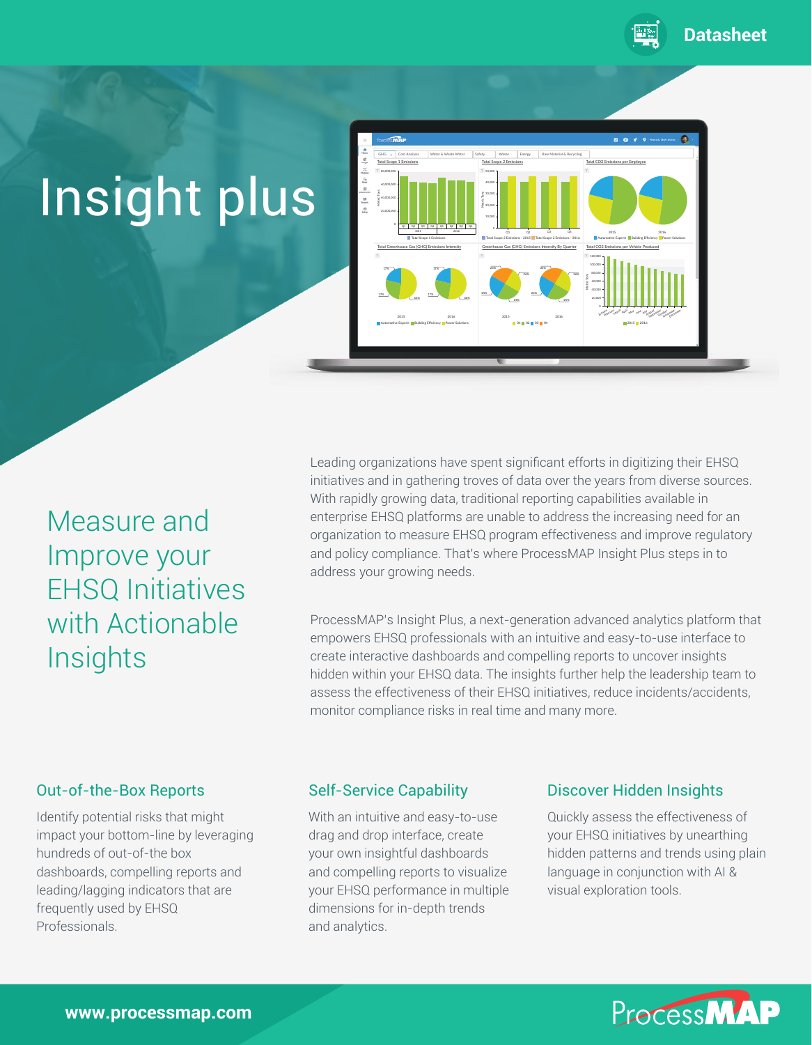Datasheet

# Insight plus

## Measure and Improve your EHSQ Initiatives with Actionable Insights

Leading organizations have spent significant efforts in digitizing their EHSQ initiatives and in gathering troves of data over the years from diverse sources. With rapidly growing data, traditional reporting capabilities available in enterprise EHSQ platforms are unable to address the increasing need for an organization to measure EHSQ program effectiveness and improve regulatory and policy compliance. That's where ProcessMAP Insight Plus steps in to address your growing needs.

ProcessMAP's Insight Plus, a next-generation advanced analytics platform that empowers EHSQ professionals with an intuitive and easy-to-use interface to create interactive dashboards and compelling reports to uncover insights hidden within your EHSQ data. The insights further help the leadership team to assess the effectiveness of their EHSQ initiatives, reduce incidents/accidents, monitor compliance risks in real time and many more.

### Out-of-the-Box Reports

Identify potential risks that might impact your bottom-line by leveraging hundreds of out-of-the box dashboards, compelling reports and leading/lagging indicators that are frequently used by EHSQ Professionals.

### Self-Service Capability

With an intuitive and easy-to-use drag and drop interface, create your own insightful dashboards and compelling reports to visualize your EHSQ performance in multiple dimensions for in-depth trends and analytics.

### Discover Hidden Insights

Quickly assess the effectiveness of your EHSQ initiatives by unearthing hidden patterns and trends using plain language in conjunction with AI & visual exploration tools.

www.processmap.com

ProcessMAP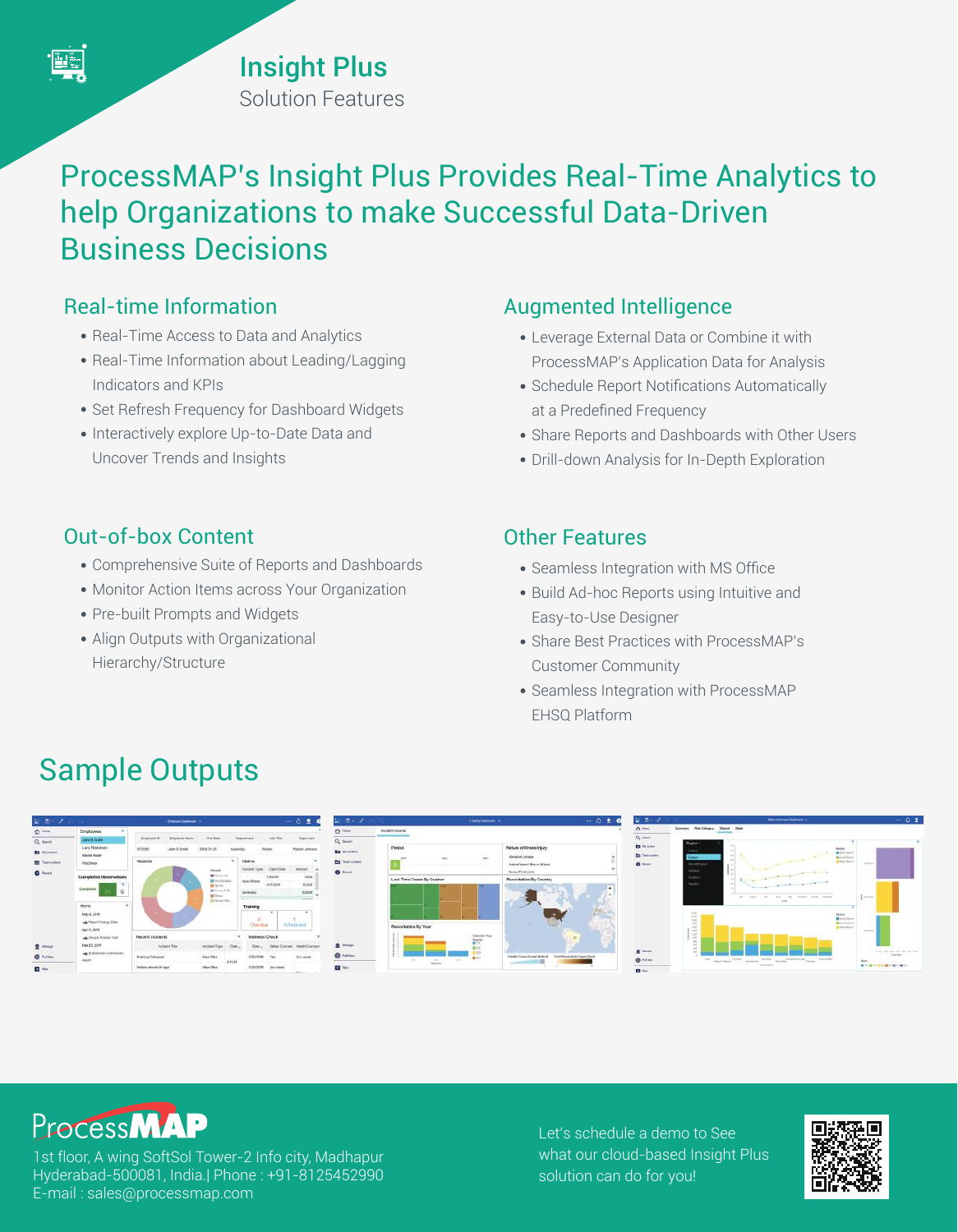# Insight Plus

Solution Features

## ProcessMAP's Insight Plus Provides Real-Time Analytics to help Organizations to make Successful Data-Driven Business Decisions

### Real-time Information

- Real-Time Access to Data and Analytics
- Real-Time Information about Leading/Lagging Indicators and KPIs
- Set Refresh Frequency for Dashboard Widgets
- Interactively explore Up-to-Date Data and Uncover Trends and Insights

### Augmented Intelligence

- Leverage External Data or Combine it with ProcessMAP's Application Data for Analysis
- Schedule Report Notifications Automatically at a Predefined Frequency
- Share Reports and Dashboards with Other Users
- Drill-down Analysis for In-Depth Exploration

### Out-of-box Content

- Comprehensive Suite of Reports and Dashboards
- Monitor Action Items across Your Organization
- Pre-built Prompts and Widgets
- Align Outputs with Organizational Hierarchy/Structure

### Other Features

- Seamless Integration with MS Office
- Build Ad-hoc Reports using Intuitive and Easy-to-Use Designer
- Share Best Practices with ProcessMAP's Customer Community
- Seamless Integration with ProcessMAP EHSQ Platform

## Sample Outputs

ProcessMAP

1st floor, A wing SoftSol Tower-2 Info city, Madhapur Hyderabad-500081, India.| Phone : +91-8125452990
E-mail : sales@processmap.com

Let's schedule a demo to See what our cloud-based Insight Plus solution can do for you!